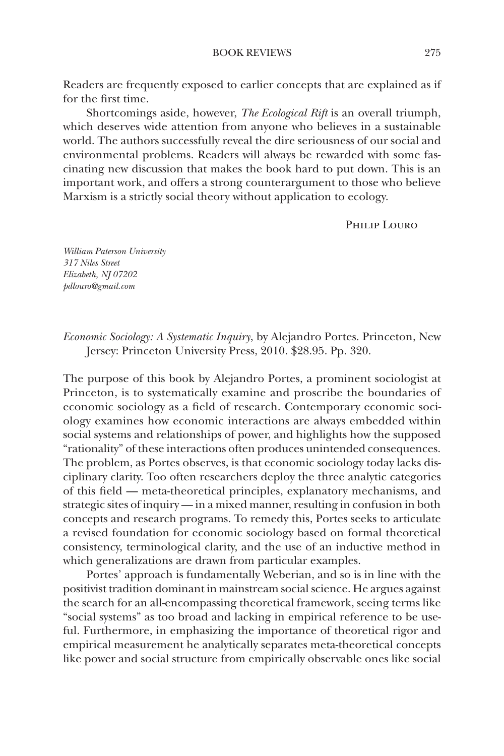Readers are frequently exposed to earlier concepts that are explained as if for the first time.

Shortcomings aside, however, *The Ecological Rift* is an overall triumph, which deserves wide attention from anyone who believes in a sustainable world. The authors successfully reveal the dire seriousness of our social and environmental problems. Readers will always be rewarded with some fascinating new discussion that makes the book hard to put down. This is an important work, and offers a strong counterargument to those who believe Marxism is a strictly social theory without application to ecology.

Philip Louro

*William Paterson University*
*317 Niles Street*
*Elizabeth, NJ 07202*
*pdlouro@gmail.com*

*Economic Sociology: A Systematic Inquiry*, by Alejandro Portes. Princeton, New Jersey: Princeton University Press, 2010. $28.95. Pp. 320.

The purpose of this book by Alejandro Portes, a prominent sociologist at Princeton, is to systematically examine and proscribe the boundaries of economic sociology as a field of research. Contemporary economic sociology examines how economic interactions are always embedded within social systems and relationships of power, and highlights how the supposed "rationality" of these interactions often produces unintended consequences. The problem, as Portes observes, is that economic sociology today lacks disciplinary clarity. Too often researchers deploy the three analytic categories of this field — meta-theoretical principles, explanatory mechanisms, and strategic sites of inquiry — in a mixed manner, resulting in confusion in both concepts and research programs. To remedy this, Portes seeks to articulate a revised foundation for economic sociology based on formal theoretical consistency, terminological clarity, and the use of an inductive method in which generalizations are drawn from particular examples.

Portes' approach is fundamentally Weberian, and so is in line with the positivist tradition dominant in mainstream social science. He argues against the search for an all-encompassing theoretical framework, seeing terms like "social systems" as too broad and lacking in empirical reference to be useful. Furthermore, in emphasizing the importance of theoretical rigor and empirical measurement he analytically separates meta-theoretical concepts like power and social structure from empirically observable ones like social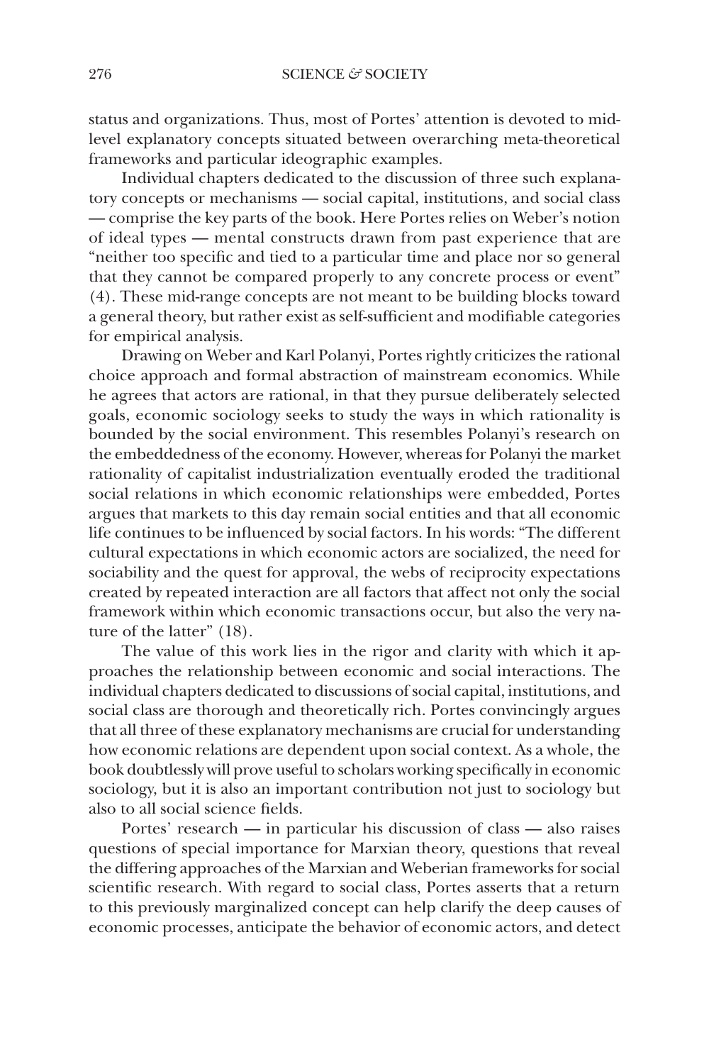status and organizations. Thus, most of Portes' attention is devoted to mid-level explanatory concepts situated between overarching meta-theoretical frameworks and particular ideographic examples.

Individual chapters dedicated to the discussion of three such explanatory concepts or mechanisms — social capital, institutions, and social class — comprise the key parts of the book. Here Portes relies on Weber's notion of ideal types — mental constructs drawn from past experience that are "neither too specific and tied to a particular time and place nor so general that they cannot be compared properly to any concrete process or event" (4). These mid-range concepts are not meant to be building blocks toward a general theory, but rather exist as self-sufficient and modifiable categories for empirical analysis.

Drawing on Weber and Karl Polanyi, Portes rightly criticizes the rational choice approach and formal abstraction of mainstream economics. While he agrees that actors are rational, in that they pursue deliberately selected goals, economic sociology seeks to study the ways in which rationality is bounded by the social environment. This resembles Polanyi's research on the embeddedness of the economy. However, whereas for Polanyi the market rationality of capitalist industrialization eventually eroded the traditional social relations in which economic relationships were embedded, Portes argues that markets to this day remain social entities and that all economic life continues to be influenced by social factors. In his words: "The different cultural expectations in which economic actors are socialized, the need for sociability and the quest for approval, the webs of reciprocity expectations created by repeated interaction are all factors that affect not only the social framework within which economic transactions occur, but also the very nature of the latter" (18).

The value of this work lies in the rigor and clarity with which it approaches the relationship between economic and social interactions. The individual chapters dedicated to discussions of social capital, institutions, and social class are thorough and theoretically rich. Portes convincingly argues that all three of these explanatory mechanisms are crucial for understanding how economic relations are dependent upon social context. As a whole, the book doubtlessly will prove useful to scholars working specifically in economic sociology, but it is also an important contribution not just to sociology but also to all social science fields.

Portes' research — in particular his discussion of class — also raises questions of special importance for Marxian theory, questions that reveal the differing approaches of the Marxian and Weberian frameworks for social scientific research. With regard to social class, Portes asserts that a return to this previously marginalized concept can help clarify the deep causes of economic processes, anticipate the behavior of economic actors, and detect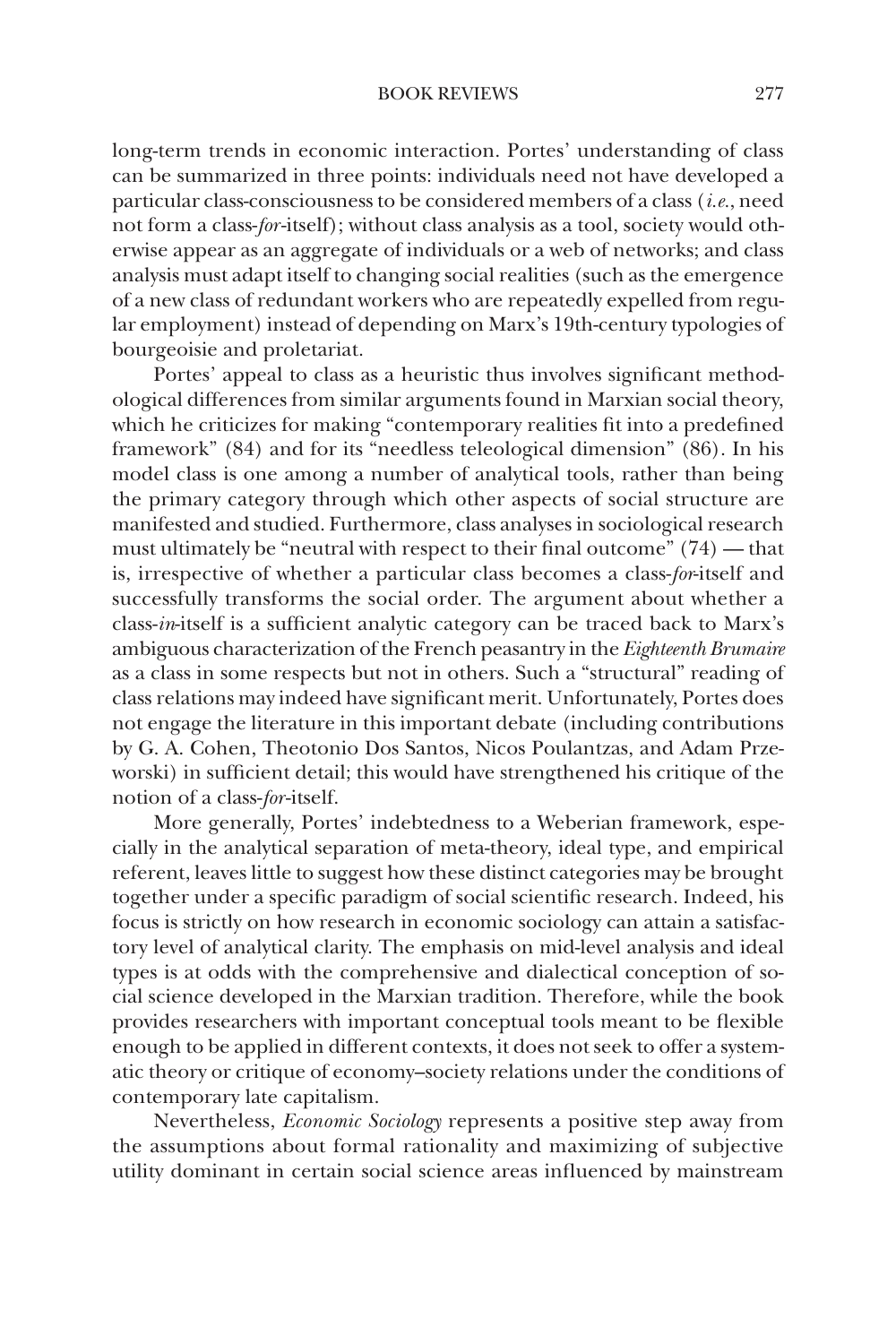long-term trends in economic interaction. Portes' understanding of class can be summarized in three points: individuals need not have developed a particular class-consciousness to be considered members of a class (*i.e.*, need not form a class-*for*-itself); without class analysis as a tool, society would otherwise appear as an aggregate of individuals or a web of networks; and class analysis must adapt itself to changing social realities (such as the emergence of a new class of redundant workers who are repeatedly expelled from regular employment) instead of depending on Marx's 19th-century typologies of bourgeoisie and proletariat.

Portes' appeal to class as a heuristic thus involves significant methodological differences from similar arguments found in Marxian social theory, which he criticizes for making "contemporary realities fit into a predefined framework" (84) and for its "needless teleological dimension" (86). In his model class is one among a number of analytical tools, rather than being the primary category through which other aspects of social structure are manifested and studied. Furthermore, class analyses in sociological research must ultimately be "neutral with respect to their final outcome" (74) — that is, irrespective of whether a particular class becomes a class-*for*-itself and successfully transforms the social order. The argument about whether a class-*in*-itself is a sufficient analytic category can be traced back to Marx's ambiguous characterization of the French peasantry in the *Eighteenth Brumaire* as a class in some respects but not in others. Such a "structural" reading of class relations may indeed have significant merit. Unfortunately, Portes does not engage the literature in this important debate (including contributions by G. A. Cohen, Theotonio Dos Santos, Nicos Poulantzas, and Adam Przeworski) in sufficient detail; this would have strengthened his critique of the notion of a class-*for*-itself.

More generally, Portes' indebtedness to a Weberian framework, especially in the analytical separation of meta-theory, ideal type, and empirical referent, leaves little to suggest how these distinct categories may be brought together under a specific paradigm of social scientific research. Indeed, his focus is strictly on how research in economic sociology can attain a satisfactory level of analytical clarity. The emphasis on mid-level analysis and ideal types is at odds with the comprehensive and dialectical conception of social science developed in the Marxian tradition. Therefore, while the book provides researchers with important conceptual tools meant to be flexible enough to be applied in different contexts, it does not seek to offer a systematic theory or critique of economy–society relations under the conditions of contemporary late capitalism.

Nevertheless, *Economic Sociology* represents a positive step away from the assumptions about formal rationality and maximizing of subjective utility dominant in certain social science areas influenced by mainstream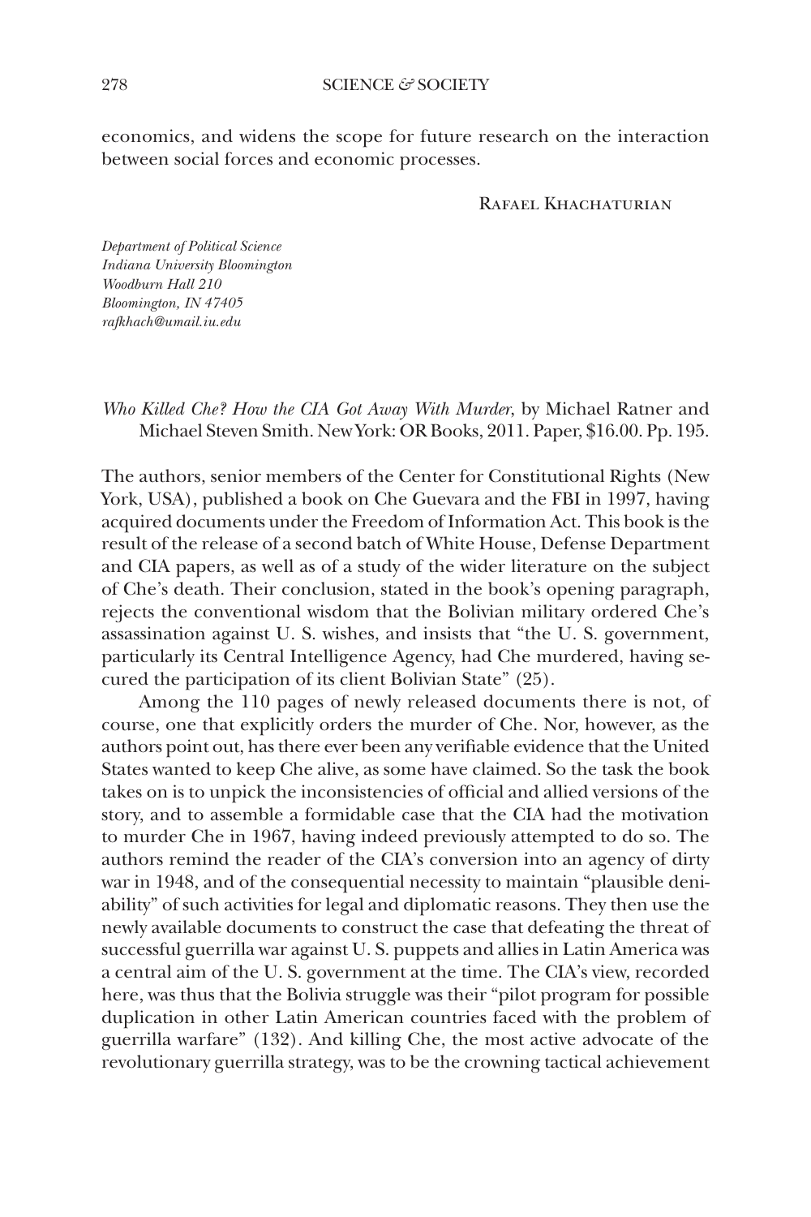economics, and widens the scope for future research on the interaction between social forces and economic processes.

Rafael Khachaturian

*Department of Political Science*
*Indiana University Bloomington*
*Woodburn Hall 210*
*Bloomington, IN 47405*
*rafkhach@umail.iu.edu*

*Who Killed Che? How the CIA Got Away With Murder*, by Michael Ratner and Michael Steven Smith. New York: OR Books, 2011. Paper, $16.00. Pp. 195.

The authors, senior members of the Center for Constitutional Rights (New York, USA), published a book on Che Guevara and the FBI in 1997, having acquired documents under the Freedom of Information Act. This book is the result of the release of a second batch of White House, Defense Department and CIA papers, as well as of a study of the wider literature on the subject of Che's death. Their conclusion, stated in the book's opening paragraph, rejects the conventional wisdom that the Bolivian military ordered Che's assassination against U. S. wishes, and insists that "the U. S. government, particularly its Central Intelligence Agency, had Che murdered, having secured the participation of its client Bolivian State" (25).

Among the 110 pages of newly released documents there is not, of course, one that explicitly orders the murder of Che. Nor, however, as the authors point out, has there ever been any verifiable evidence that the United States wanted to keep Che alive, as some have claimed. So the task the book takes on is to unpick the inconsistencies of official and allied versions of the story, and to assemble a formidable case that the CIA had the motivation to murder Che in 1967, having indeed previously attempted to do so. The authors remind the reader of the CIA's conversion into an agency of dirty war in 1948, and of the consequential necessity to maintain "plausible deniability" of such activities for legal and diplomatic reasons. They then use the newly available documents to construct the case that defeating the threat of successful guerrilla war against U. S. puppets and allies in Latin America was a central aim of the U. S. government at the time. The CIA's view, recorded here, was thus that the Bolivia struggle was their "pilot program for possible duplication in other Latin American countries faced with the problem of guerrilla warfare" (132). And killing Che, the most active advocate of the revolutionary guerrilla strategy, was to be the crowning tactical achievement